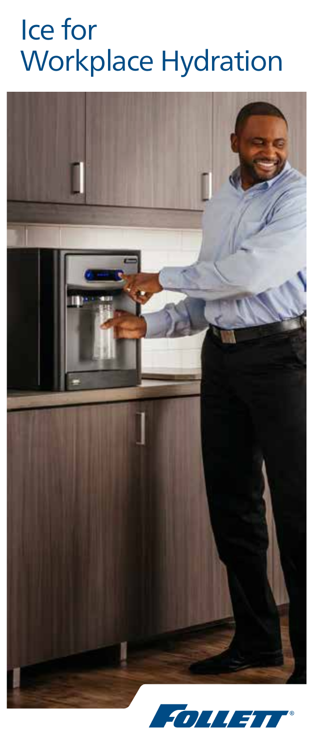# Ice for Workplace Hydration

FOLLETT®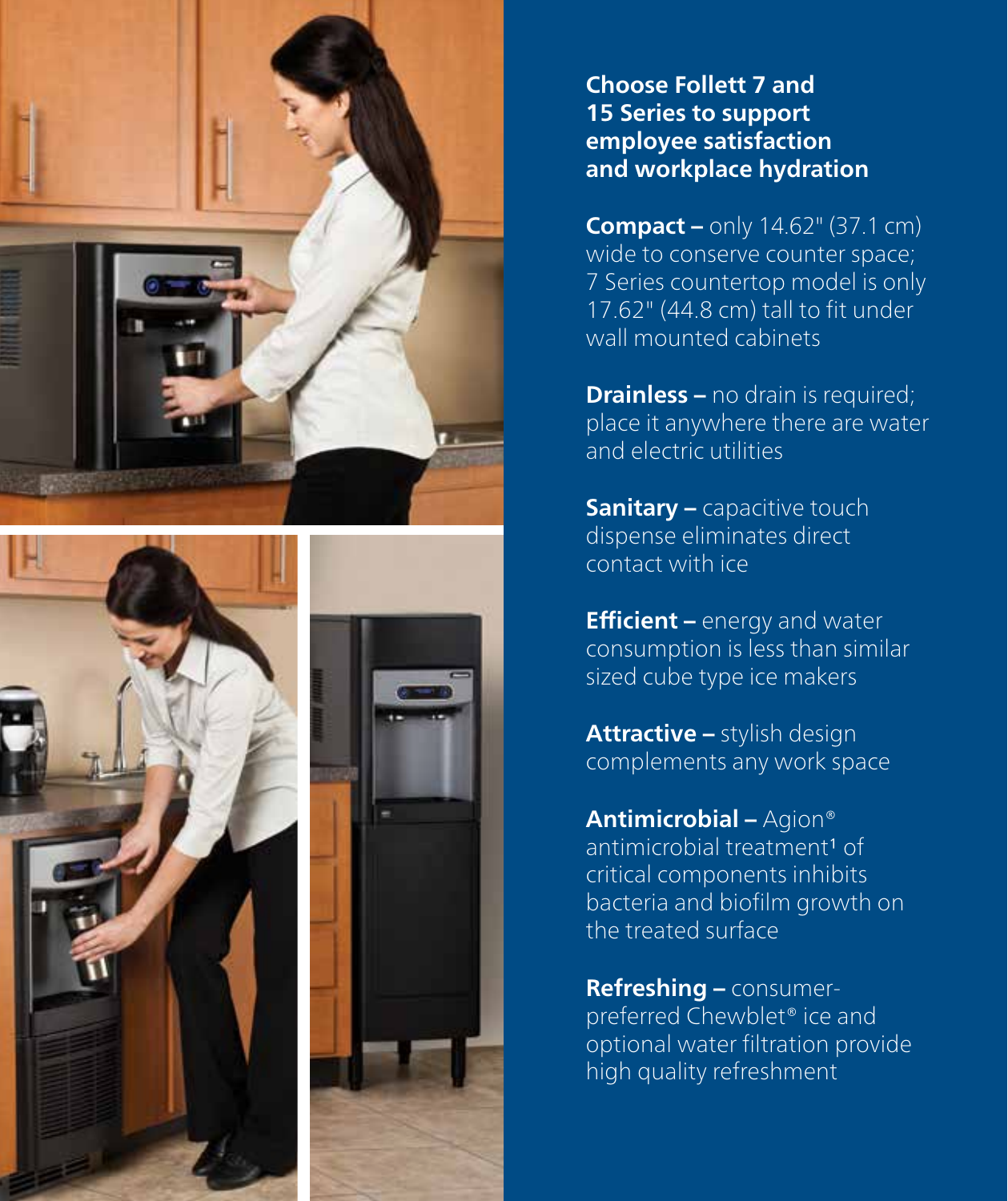## Choose Follett 7 and 15 Series to support employee satisfaction and workplace hydration

**Compact –** only 14.62" (37.1 cm) wide to conserve counter space; 7 Series countertop model is only 17.62" (44.8 cm) tall to fit under wall mounted cabinets

**Drainless –** no drain is required; place it anywhere there are water and electric utilities

**Sanitary –** capacitive touch dispense eliminates direct contact with ice

**Efficient –** energy and water consumption is less than similar sized cube type ice makers

**Attractive –** stylish design complements any work space

**Antimicrobial –** Agion® antimicrobial treatment[1] of critical components inhibits bacteria and biofilm growth on the treated surface

**Refreshing –** consumer-preferred Chewblet® ice and optional water filtration provide high quality refreshment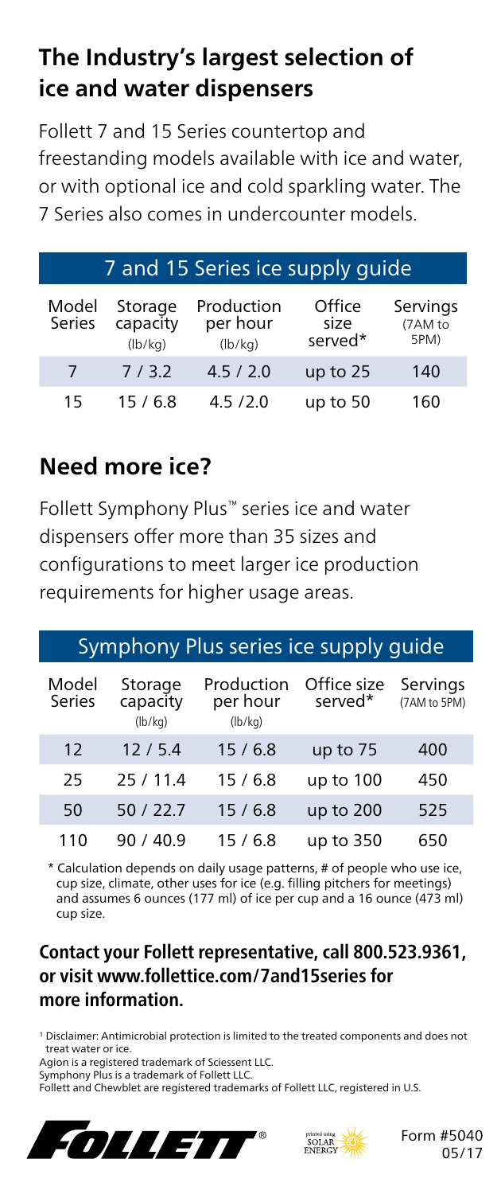## The Industry's largest selection of ice and water dispensers

Follett 7 and 15 Series countertop and freestanding models available with ice and water, or with optional ice and cold sparkling water. The 7 Series also comes in undercounter models.

| 7 and 15 Series ice supply guide | | | | |
|---|---|---|---|---|
| Model Series | Storage capacity (lb/kg) | Production per hour (lb/kg) | Office size served* | Servings (7AM to 5PM) |
| 7 | 7 / 3.2 | 4.5 / 2.0 | up to 25 | 140 |
| 15 | 15 / 6.8 | 4.5 /2.0 | up to 50 | 160 |

## Need more ice?

Follett Symphony Plus™ series ice and water dispensers offer more than 35 sizes and configurations to meet larger ice production requirements for higher usage areas.

| Symphony Plus series ice supply guide | | | | |
|---|---|---|---|---|
| Model Series | Storage capacity (lb/kg) | Production per hour (lb/kg) | Office size served* | Servings (7AM to 5PM) |
| 12 | 12 / 5.4 | 15 / 6.8 | up to 75 | 400 |
| 25 | 25 / 11.4 | 15 / 6.8 | up to 100 | 450 |
| 50 | 50 / 22.7 | 15 / 6.8 | up to 200 | 525 |
| 110 | 90 / 40.9 | 15 / 6.8 | up to 350 | 650 |

* Calculation depends on daily usage patterns, # of people who use ice, cup size, climate, other uses for ice (e.g. filling pitchers for meetings) and assumes 6 ounces (177 ml) of ice per cup and a 16 ounce (473 ml) cup size.

**Contact your Follett representative, call 800.523.9361, or visit www.follettice.com/7and15series for more information.**

[1] Disclaimer: Antimicrobial protection is limited to the treated components and does not treat water or ice.
Agion is a registered trademark of Sciessent LLC.
Symphony Plus is a trademark of Follett LLC.
Follett and Chewblet are registered trademarks of Follett LLC, registered in U.S.

FOLLETT®

printed using SOLAR ENERGY

Form #5040
05/17